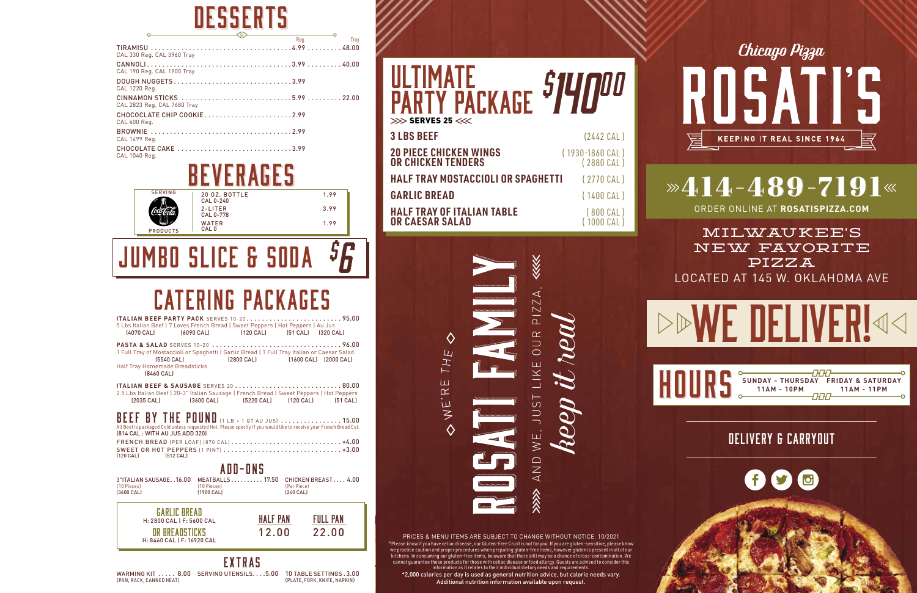# DESSERTS

| | Reg. | Tray |
|---|---|---|
| TIRAMISU (CAL 330 Reg. CAL 3960 Tray) | 4.99 | 48.00 |
| CANNOLI (CAL 190 Reg. CAL 1900 Tray) | 3.99 | 40.00 |
| DOUGH NUGGETS (CAL 1220 Reg.) | 3.99 | |
| CINNAMON STICKS (CAL 2823 Reg. CAL 7680 Tray) | 5.99 | 22.00 |
| CHOCOCLATE CHIP COOKIE (CAL 600 Reg.) | 2.99 | |
| BROWNIE (CAL 1499 Reg.) | 2.99 | |
| CHOCOLATE CAKE (CAL 1040 Reg.) | 3.99 | |

# BEVERAGES

SERVING Coca-Cola PRODUCTS

| | |
|---|---|
| 20 OZ. BOTTLE (CAL 0-240) | 1.99 |
| 2-LITER (CAL 0-778) | 3.99 |
| WATER (CAL 0) | 1.99 |

## JUMBO SLICE & SODA $6

# CATERING PACKAGES

**ITALIAN BEEF PARTY PACK** SERVES 10-20 ........ 95.00
5 Lbs Italian Beef | 7 Loves French Bread | Sweet Peppers | Hot Peppers | Au Jus
(4070 CAL) (6090 CAL) (120 CAL) (51 CAL) (320 CAL)

**PASTA & SALAD** SERVES 10-20 ........ 96.00
1 Full Tray of Mostaccioli or Spaghetti | Garlic Bread | 1 Full Tray Italian or Caesar Salad
(5540 CAL) (2800 CAL) (1600 CAL) (2000 CAL)
Half Tray Homemade Breadsticks
(8460 CAL)

**ITALIAN BEEF & SAUSAGE** SERVES 20 ........ 80.00
2.5 Lbs Italian Beef | 20-3" Italian Sausage | French Bread | Sweet Peppers | Hot Peppers
(2035 CAL) (3600 CAL) (5220 CAL) (120 CAL) (51 CAL)

## BEEF BY THE POUND (1 LB + 1 QT AU JUS) ........ 15.00

All Beef is packaged Cold unless requested Hot. Please specify if you would like to receive your French Bread Cut.
(814 CAL : WITH AU JUS ADD 320)

FRENCH BREAD (PER LOAF) (870 CAL) ........ +4.00
SWEET OR HOT PEPPERS (1 PINT) ........ +3.00
(120 CAL) (512 CAL)

## ADD-ONS

- 3"ITALIAN SAUSAGE . . 16.00 (10 Pieces) (3600 CAL)
- MEATBALLS . . . . . . . . . . 17.50 (10 Pieces) (1900 CAL)
- CHICKEN BREAST . . . . 4.00 (Per Piece) (240 CAL)

| | HALF PAN | FULL PAN |
|---|---|---|
| GARLIC BREAD (H: 2800 CAL \| F: 5600 CAL) OR BREADSTICKS (H: 8460 CAL \| F: 16920 CAL) | 12.00 | 22.00 |

## EXTRAS

- WARMING KIT . . . . . 8.00 (PAN, RACK, CANNED HEAT)
- SERVING UTENSILS. . . . 5.00
- 10 TABLE SETTINGS . 3.00 (PLATE, FORK, KNIFE, NAPKIN)

# ULTIMATE PARTY PACKAGE $140.00

>>> SERVES 25 <<<

| | |
|---|---|
| 3 LBS BEEF | (2442 CAL) |
| 20 PIECE CHICKEN WINGS OR CHICKEN TENDERS | (1930-1860 CAL) (2880 CAL) |
| HALF TRAY MOSTACCIOLI OR SPAGHETTI | (2770 CAL) |
| GARLIC BREAD | (1400 CAL) |
| HALF TRAY OF ITALIAN TABLE OR CAESAR SALAD | (800 CAL) (1000 CAL) |

◇ WE'RE THE ◇ **ROSATI FAMILY** AND WE, JUST LIKE OUR PIZZA, *keep it real*

PRICES & MENU ITEMS ARE SUBJECT TO CHANGE WITHOUT NOTICE. 10/2021

*Please know if you have celiac disease, our Gluten-Free Crust is not for you. If you are gluten-sensitive, please know we practice caution and proper procedures when preparing gluten-free items, however gluten is present in all of our kitchens. In consuming our gluten-free items, be aware that there still may be a chance of cross-contamination. We cannot guarantee these products for those with celiac disease or food allergy. Guests are advised to consider this information as it relates to their individual dietary needs and requirements.

*2,000 calories per day is used as general nutrition advice, but calorie needs vary. Additional nutrition information available upon request.

# Chicago Pizza ROSATI'S

KEEPING IT REAL SINCE 1964

## »414-489-7191«

ORDER ONLINE AT **ROSATISPIZZA.COM**

MILWAUKEE'S NEW FAVORITE PIZZA

LOCATED AT 145 W. OKLAHOMA AVE

# WE DELIVER!

## HOURS

| SUNDAY - THURSDAY | FRIDAY & SATURDAY |
|---|---|
| 11AM - 10PM | 11AM - 11PM |

## DELIVERY & CARRYOUT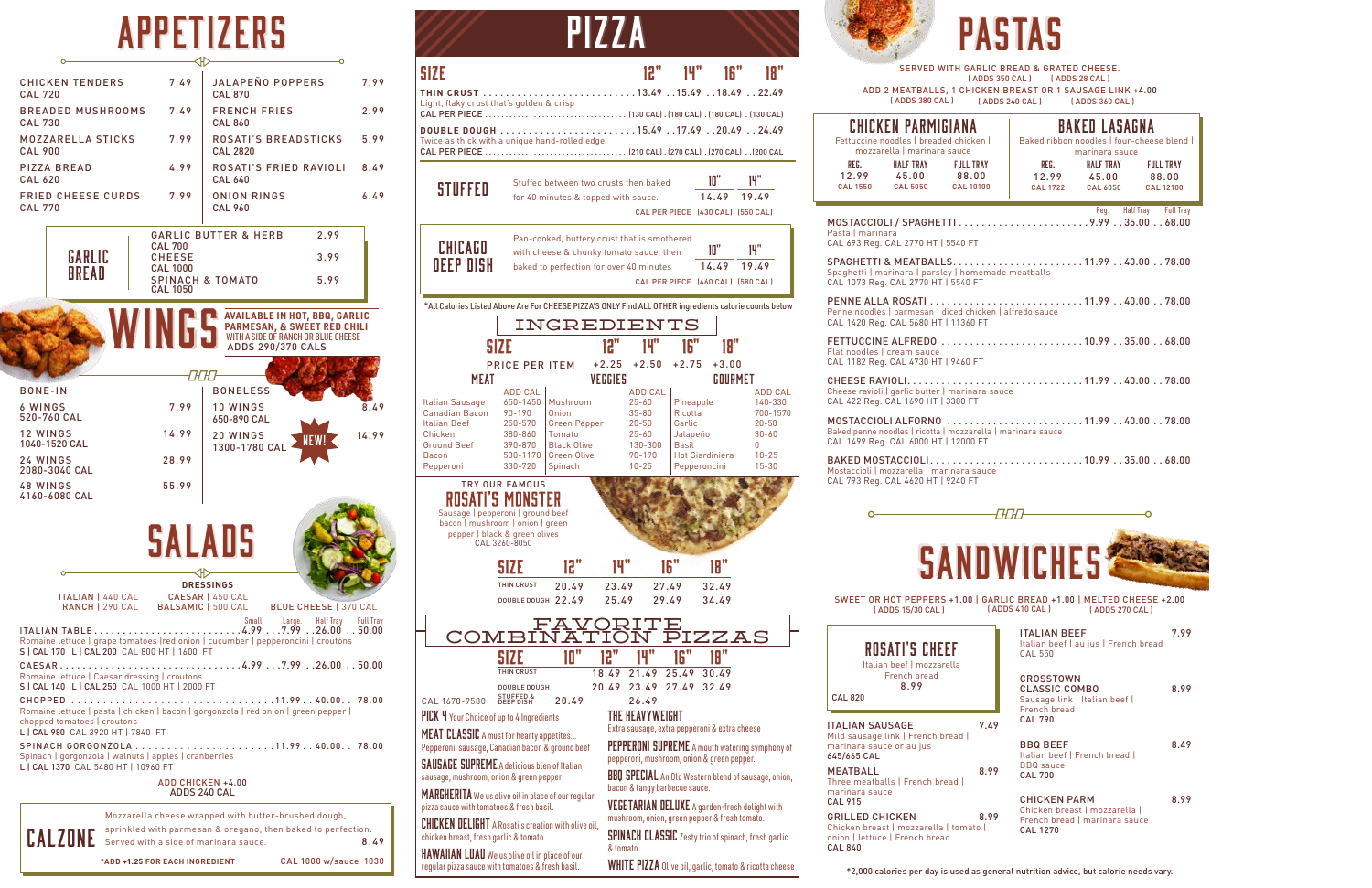# APPETIZERS

| | | | |
|---|---|---|---|
| CHICKEN TENDERS CAL 720 | 7.49 | JALAPEÑO POPPERS CAL 870 | 7.99 |
| BREADED MUSHROOMS CAL 730 | 7.49 | FRENCH FRIES CAL 860 | 2.99 |
| MOZZARELLA STICKS CAL 900 | 7.99 | ROSATI'S BREADSTICKS CAL 2820 | 5.99 |
| PIZZA BREAD CAL 620 | 4.99 | ROSATI'S FRIED RAVIOLI CAL 640 | 8.49 |
| FRIED CHEESE CURDS CAL 770 | 7.99 | ONION RINGS CAL 960 | 6.49 |

## GARLIC BREAD

| | |
|---|---|
| GARLIC BUTTER & HERB CAL 700 | 2.99 |
| CHEESE CAL 1000 | 3.99 |
| SPINACH & TOMATO CAL 1050 | 5.99 |

# WINGS

AVAILABLE IN HOT, BBQ, GARLIC PARMESAN, & SWEET RED CHILI WITH A SIDE OF RANCH OR BLUE CHEESE ADDS 290/370 CALS

| BONE-IN | | BONELESS | |
|---|---|---|---|
| 6 WINGS 520-760 CAL | 7.99 | 10 WINGS 650-890 CAL | 8.49 |
| 12 WINGS 1040-1520 CAL | 14.99 | 20 WINGS 1300-1780 CAL | 14.99 |
| 24 WINGS 2080-3040 CAL | 28.99 | | |
| 48 WINGS 4160-6080 CAL | 55.99 | | |

NEW!

# SALADS

**DRESSINGS**

ITALIAN | 440 CAL   CAESAR | 450 CAL
RANCH | 290 CAL   BALSAMIC | 500 CAL   BLUE CHEESE | 370 CAL

| | Small | Large | Half Tray | Full Tray |
|---|---|---|---|---|
| ITALIAN TABLE | 4.99 | 7.99 | 26.00 | 50.00 |

Romaine lettuce | grape tomatoes | red onion | cucumber | pepperoncini | croutons
S | CAL 170 L | CAL 200 CAL 800 HT | 1600 FT

CAESAR ... 4.99 ... 7.99 .. 26.00 .. 50.00
Romaine lettuce | Caesar dressing | croutons
S | CAL 140 L | CAL 250 CAL 1000 HT | 2000 FT

CHOPPED ... 11.99 .. 40.00 .. 78.00
Romaine lettuce | pasta | chicken | bacon | gorgonzola | red onion | green pepper | chopped tomatoes | croutons
L | CAL 980 CAL 3920 HT | 7840 FT

SPINACH GORGONZOLA ... 11.99 .. 40.00 .. 78.00
Spinach | gorgonzola | walnuts | apples | cranberries
L | CAL 1370 CAL 5480 HT | 10960 FT

ADD CHICKEN +4.00
ADDS 240 CAL

## CALZONE

Mozzarella cheese wrapped with butter-brushed dough, sprinkled with parmesan & oregano, then baked to perfection. Served with a side of marinara sauce. 8.49

*ADD +1.25 FOR EACH INGREDIENT   CAL 1000 w/sauce 1030

# PIZZA

| SIZE | 12" | 14" | 16" | 18" |
|---|---|---|---|---|
| THIN CRUST | 13.49 | 15.49 | 18.49 | 22.49 |
| Light, flaky crust that's golden & crisp — CAL PER PIECE | (130 CAL) | (180 CAL) | (180 CAL) | (130 CAL) |
| DOUBLE DOUGH | 15.49 | 17.49 | 20.49 | 24.49 |
| Twice as thick with a unique hand-rolled edge — CAL PER PIECE | (210 CAL) | (270 CAL) | (270 CAL) | (200 CAL) |

**STUFFED** — Stuffed between two crusts then baked for 40 minutes & topped with sauce. 10" 14.49 · 14" 19.49 — CAL PER PIECE (430 CAL) (550 CAL)

**CHICAGO DEEP DISH** — Pan-cooked, buttery crust that is smothered with cheese & chunky tomato sauce, then baked to perfection for over 40 minutes. 10" 14.49 · 14" 19.49 — CAL PER PIECE (460 CAL) (580 CAL)

*All Calories Listed Above Are For CHEESE PIZZA'S ONLY Find ALL OTHER ingredients calorie counts below

## INGREDIENTS

| SIZE | 12" | 14" | 16" | 18" |
|---|---|---|---|---|
| PRICE PER ITEM | +2.25 | +2.50 | +2.75 | +3.00 |

| MEAT | ADD CAL | VEGGIES | ADD CAL | GOURMET | ADD CAL |
|---|---|---|---|---|---|
| Italian Sausage | 650-1450 | Mushroom | 25-60 | Pineapple | 140-330 |
| Canadian Bacon | 90-190 | Onion | 35-80 | Ricotta | 700-1570 |
| Italian Beef | 250-570 | Green Pepper | 20-50 | Garlic | 20-50 |
| Chicken | 380-860 | Tomato | 25-60 | Jalapeño | 30-60 |
| Ground Beef | 390-870 | Black Olive | 130-300 | Basil | 0 |
| Bacon | 530-1170 | Green Olive | 90-190 | Hot Giardiniera | 10-25 |
| Pepperoni | 330-720 | Spinach | 10-25 | Pepperoncini | 15-30 |

TRY OUR FAMOUS
## ROSATI'S MONSTER

Sausage | pepperoni | ground beef bacon | mushroom | onion | green pepper | black & green olives
CAL 3260-8050

| SIZE | 12" | 14" | 16" | 18" |
|---|---|---|---|---|
| THIN CRUST | 20.49 | 23.49 | 27.49 | 32.49 |
| DOUBLE DOUGH | 22.49 | 25.49 | 29.49 | 34.49 |

## FAVORITE COMBINATION PIZZAS

| SIZE | 10" | 12" | 14" | 16" | 18" |
|---|---|---|---|---|---|
| THIN CRUST | | 18.49 | 21.49 | 25.49 | 30.49 |
| DOUBLE DOUGH | | 20.49 | 23.49 | 27.49 | 32.49 |
| STUFFED & DEEP DISH | 20.49 | | 26.49 | | |

CAL 1670-9580

**PICK 4** Your Choice of up to 4 Ingredients

**MEAT CLASSIC** A must for hearty appetites... Pepperoni, sausage, Canadian bacon & ground beef

**SAUSAGE SUPREME** A delicious blen of Italian sausage, mushroom, onion & green pepper

**MARGHERITA** We us olive oil in place of our regular pizza sauce with tomatoes & fresh basil.

**CHICKEN DELIGHT** A Rosati's creation with olive oil, chicken breast, fresh garlic & tomato.

**HAWAIIAN LUAU** We us olive oil in place of our regular pizza sauce with tomatoes & fresh basil.

**THE HEAVYWEIGHT** Extra sausage, extra pepperoni & extra cheese

**PEPPERONI SUPREME** A mouth watering symphony of pepperoni, mushroom, onion & green pepper.

**BBQ SPECIAL** An Old Western blend of sausage, onion, bacon & tangy barbecue sauce.

**VEGETARIAN DELUXE** A garden-fresh delight with mushroom, onion, green pepper & fresh tomato.

**SPINACH CLASSIC** Zesty trio of spinach, fresh garlic & tomato.

**WHITE PIZZA** Olive oil, garlic, tomato & ricotta cheese

# PASTAS

SERVED WITH GARLIC BREAD & GRATED CHEESE.
( ADDS 350 CAL )   ( ADDS 28 CAL )
ADD 2 MEATBALLS, 1 CHICKEN BREAST OR 1 SAUSAGE LINK +4.00
( ADDS 380 CAL )   ( ADDS 240 CAL )   ( ADDS 360 CAL )

## CHICKEN PARMIGIANA

Fettuccine noodles | breaded chicken | mozzarella | marinara sauce

| REG. | HALF TRAY | FULL TRAY |
|---|---|---|
| 12.99 | 45.00 | 88.00 |
| CAL 1550 | CAL 5050 | CAL 10100 |

## BAKED LASAGNA

Baked ribbon noodles | four-cheese blend | marinara sauce

| REG. | HALF TRAY | FULL TRAY |
|---|---|---|
| 12.99 | 45.00 | 88.00 |
| CAL 1722 | CAL 6050 | CAL 12100 |

| | Reg. | Half Tray | Full Tray |
|---|---|---|---|
| MOSTACCIOLI / SPAGHETTI | 9.99 | 35.00 | 68.00 |
| SPAGHETTI & MEATBALLS | 11.99 | 40.00 | 78.00 |
| PENNE ALLA ROSATI | 11.99 | 40.00 | 78.00 |
| FETTUCCINE ALFREDO | 10.99 | 35.00 | 68.00 |
| CHEESE RAVIOLI | 11.99 | 40.00 | 78.00 |
| MOSTACCIOLI ALFORNO | 11.99 | 40.00 | 78.00 |
| BAKED MOSTACCIOLI | 10.99 | 35.00 | 68.00 |

MOSTACCIOLI / SPAGHETTI — Pasta | marinara — CAL 693 Reg. CAL 2770 HT | 5540 FT

SPAGHETTI & MEATBALLS — Spaghetti | marinara | parsley | homemade meatballs — CAL 1073 Reg. CAL 2770 HT | 5540 FT

PENNE ALLA ROSATI — Penne noodles | parmesan | diced chicken | alfredo sauce — CAL 1420 Reg. CAL 5680 HT | 11360 FT

FETTUCCINE ALFREDO — Flat noodles | cream sauce — CAL 1182 Reg. CAL 4730 HT | 9460 FT

CHEESE RAVIOLI — Cheese ravioli | garlic butter | marinara sauce — CAL 422 Reg. CAL 1690 HT | 3380 FT

MOSTACCIOLI ALFORNO — Baked penne noodles | ricotta | mozzarella | marinara sauce — CAL 1499 Reg. CAL 6000 HT | 12000 FT

BAKED MOSTACCIOLI — Mostaccioli | mozzarella | marinara sauce — CAL 793 Reg. CAL 4620 HT | 9240 FT

# SANDWICHES

SWEET OR HOT PEPPERS +1.00 | GARLIC BREAD +1.00 | MELTED CHEESE +2.00
( ADDS 15/30 CAL )   ( ADDS 410 CAL )   ( ADDS 270 CAL )

## ROSATI'S CHEEF

Italian beef | mozzarella French bread
8.99
CAL 820

| | |
|---|---|
| ITALIAN SAUSAGE — Mild sausage link \| French bread \| marinara sauce or au jus — 645/665 CAL | 7.49 |
| MEATBALL — Three meatballs \| French bread \| marinara sauce — CAL 915 | 8.99 |
| GRILLED CHICKEN — Chicken breast \| mozzarella \| tomato \| onion \| lettuce \| French bread — CAL 840 | 8.99 |
| ITALIAN BEEF — Italian beef \| au jus \| French bread — CAL 550 | 7.99 |
| CROSSTOWN CLASSIC COMBO — Sausage link \| Italian beef \| French bread — CAL 790 | 8.99 |
| BBQ BEEF — Italian beef \| French bread \| BBQ sauce — CAL 700 | 8.49 |
| CHICKEN PARM — Chicken breast \| mozzarella \| French bread \| marinara sauce — CAL 1270 | 8.99 |

*2,000 calories per day is used as general nutrition advice, but calorie needs vary.